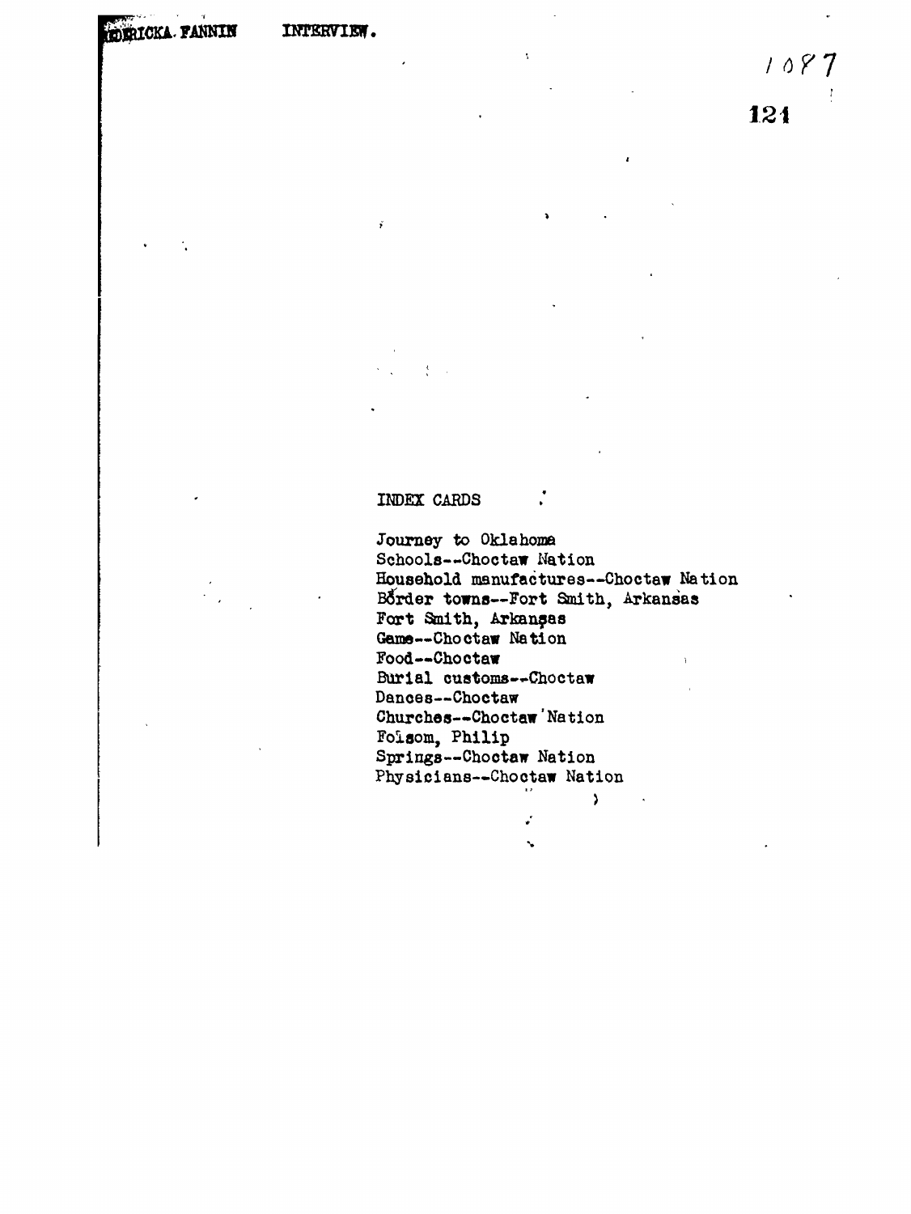FREDERICKA FANNIN INTERVIEW.

1087

INDEX CARDS

Journey to Oklahoma
Schools--Choctaw Nation
Household manufactures--Choctaw Nation
Border towns--Fort Smith, Arkansas
Fort Smith, Arkansas
Game--Choctaw Nation
Food--Choctaw
Burial customs--Choctaw
Dances--Choctaw
Churches--Choctaw Nation
Folsom, Philip
Springs--Choctaw Nation
Physicians--Choctaw Nation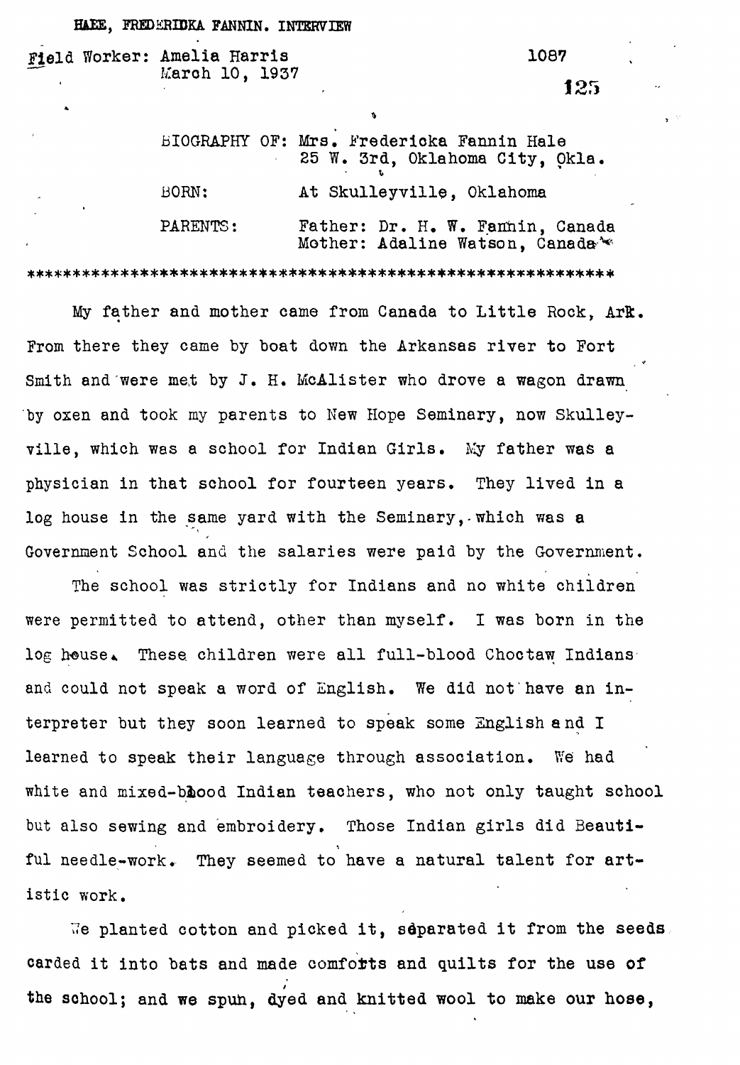HALE, FREDERIDKA FANNIN. INTERVIEW

Field Worker: Amelia Harris
March 10, 1937

BIOGRAPHY OF: Mrs. Fredericka Fannin Hale
25 W. 3rd, Oklahoma City, Okla.

BORN: At Skulleyville, Oklahoma

PARENTS: Father: Dr. H. W. Fannin, Canada
Mother: Adaline Watson, Canada

*********************************************************

My father and mother came from Canada to Little Rock, Ark. From there they came by boat down the Arkansas river to Fort Smith and were met by J. H. McAlister who drove a wagon drawn by oxen and took my parents to New Hope Seminary, now Skulleyville, which was a school for Indian Girls. My father was a physician in that school for fourteen years. They lived in a log house in the same yard with the Seminary, which was a Government School and the salaries were paid by the Government.

The school was strictly for Indians and no white children were permitted to attend, other than myself. I was born in the log house. These children were all full-blood Choctaw Indians and could not speak a word of English. We did not have an interpreter but they soon learned to speak some English and I learned to speak their language through association. We had white and mixed-blood Indian teachers, who not only taught school but also sewing and embroidery. Those Indian girls did Beautiful needle-work. They seemed to have a natural talent for artistic work.

We planted cotton and picked it, separated it from the seeds carded it into bats and made comforts and quilts for the use of the school; and we spun, dyed and knitted wool to make our hose,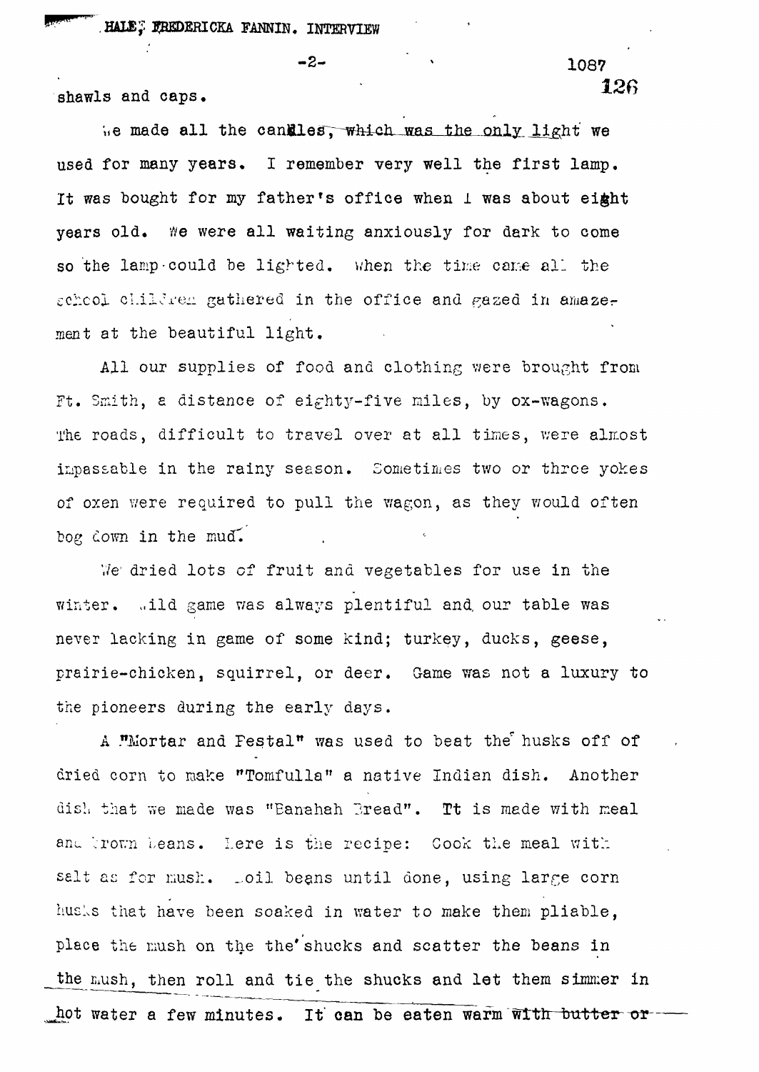shawls and caps.

We made all the candles, which was the only light we used for many years. I remember very well the first lamp. It was bought for my father's office when I was about eight years old. We were all waiting anxiously for dark to come so the lamp could be lighted. When the time came all the school children gathered in the office and gazed in amazement at the beautiful light.

All our supplies of food and clothing were brought from Ft. Smith, a distance of eighty-five miles, by ox-wagons. The roads, difficult to travel over at all times, were almost impassable in the rainy season. Sometimes two or three yokes of oxen were required to pull the wagon, as they would often bog down in the mud.

We dried lots of fruit and vegetables for use in the winter. Wild game was always plentiful and our table was never lacking in game of some kind; turkey, ducks, geese, prairie-chicken, squirrel, or deer. Game was not a luxury to the pioneers during the early days.

A "Mortar and Pestal" was used to beat the husks off of dried corn to make "Tomfulla" a native Indian dish. Another dish that we made was "Banahah Bread". Tt is made with meal and brown beans. Here is the recipe: Cook the meal with salt as for mush. Boil beans until done, using large corn husks that have been soaked in water to make them pliable, place the mush on the the shucks and scatter the beans in the mush, then roll and tie the shucks and let them simmer in hot water a few minutes. It can be eaten warm with butter or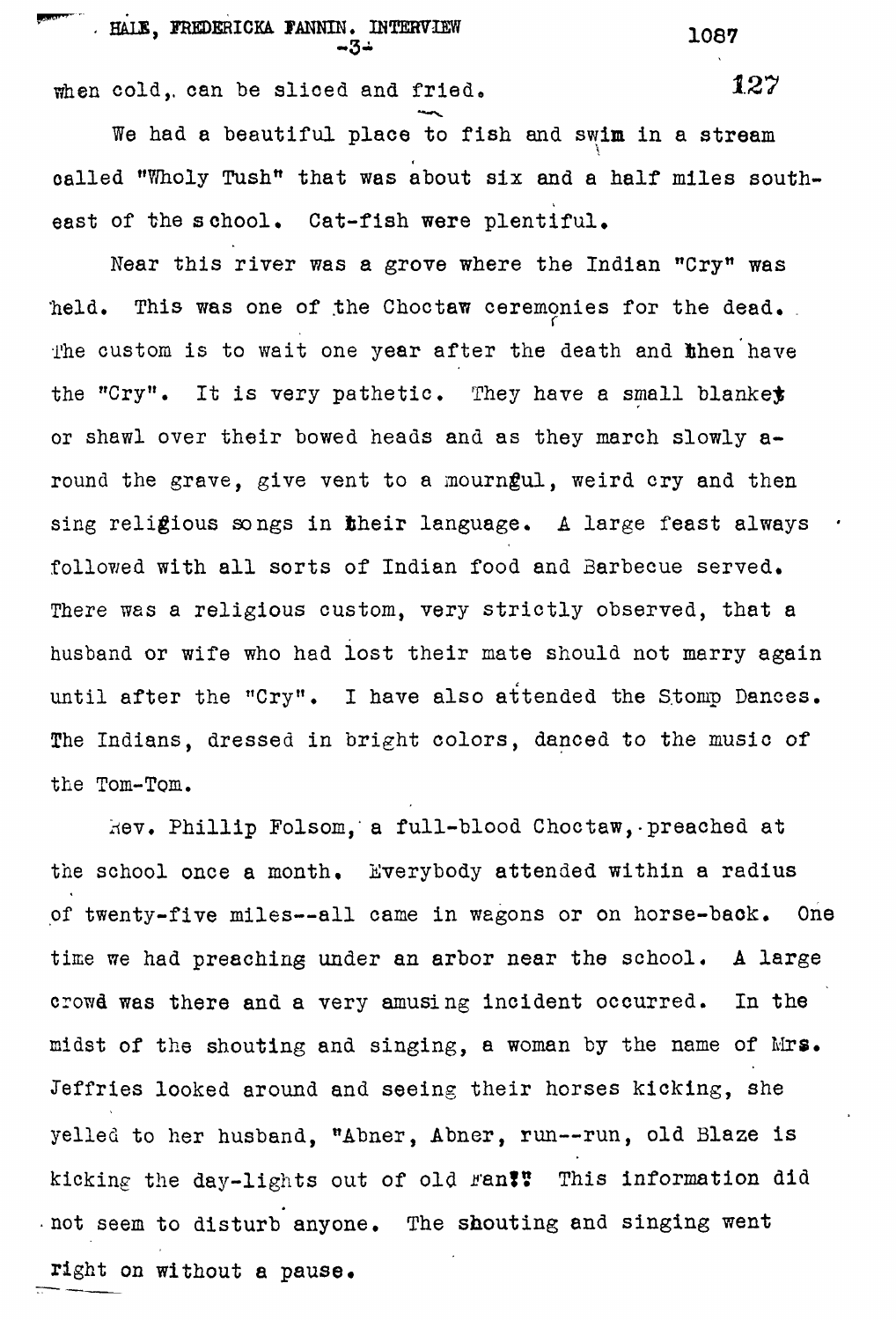when cold, can be sliced and fried.

We had a beautiful place to fish and swim in a stream called "Wholy Tush" that was about six and a half miles south-east of the school. Cat-fish were plentiful.

Near this river was a grove where the Indian "Cry" was held. This was one of the Choctaw ceremonies for the dead. The custom is to wait one year after the death and then have the "Cry". It is very pathetic. They have a small blanket or shawl over their bowed heads and as they march slowly around the grave, give vent to a mournful, weird cry and then sing religious songs in their language. A large feast always followed with all sorts of Indian food and Barbecue served. There was a religious custom, very strictly observed, that a husband or wife who had lost their mate should not marry again until after the "Cry". I have also attended the Stomp Dances. The Indians, dressed in bright colors, danced to the music of the Tom-Tom.

Rev. Phillip Folsom, a full-blood Choctaw, preached at the school once a month. Everybody attended within a radius of twenty-five miles--all came in wagons or on horse-back. One time we had preaching under an arbor near the school. A large crowd was there and a very amusing incident occurred. In the midst of the shouting and singing, a woman by the name of Mrs. Jeffries looked around and seeing their horses kicking, she yelled to her husband, "Abner, Abner, run--run, old Blaze is kicking the day-lights out of old Fan!" This information did not seem to disturb anyone. The shouting and singing went right on without a pause.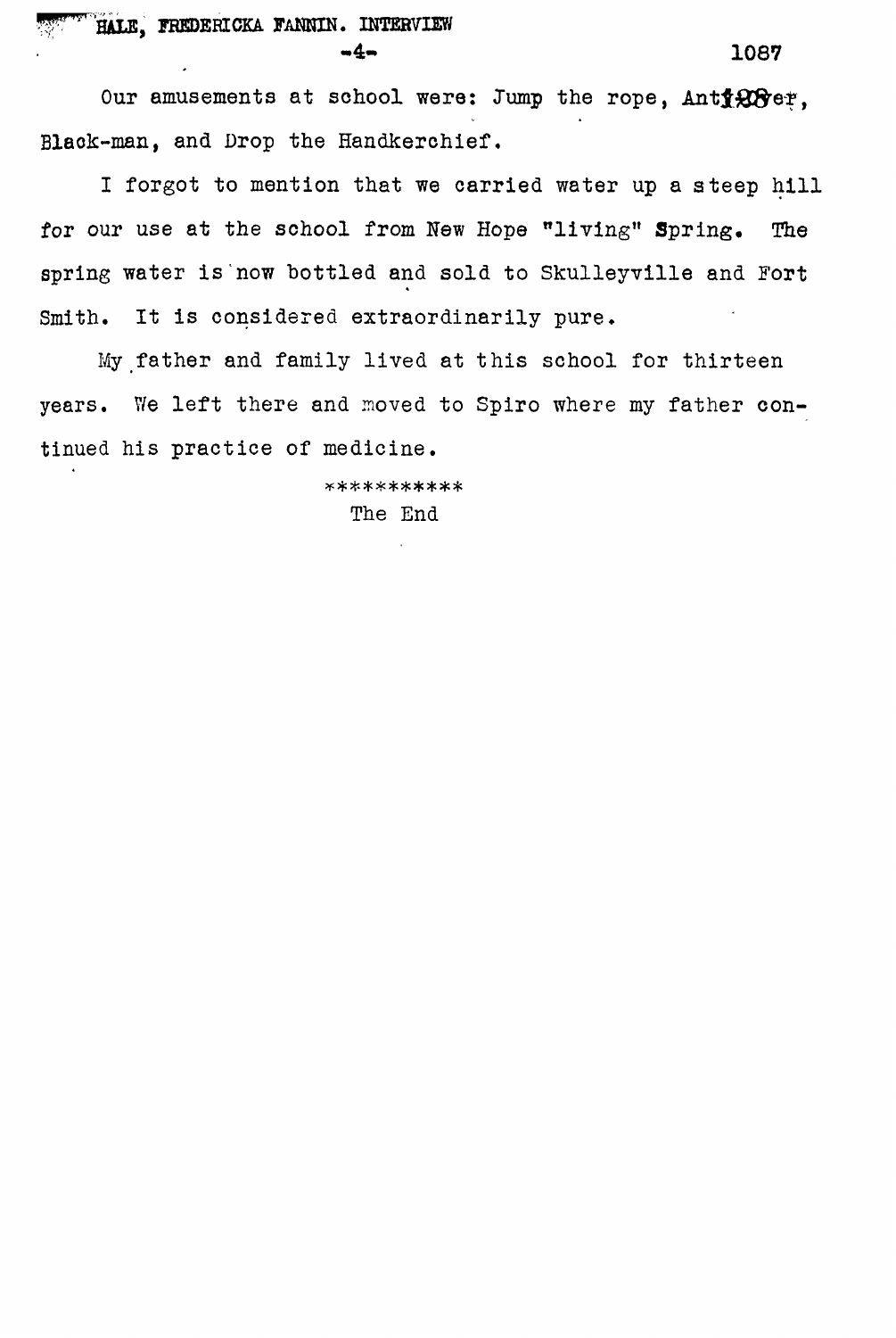Our amusements at school were: Jump the rope, Antiover, Black-man, and Drop the Handkerchief.

I forgot to mention that we carried water up a steep hill for our use at the school from New Hope "living" Spring. The spring water is now bottled and sold to Skulleyville and Fort Smith. It is considered extraordinarily pure.

My father and family lived at this school for thirteen years. We left there and moved to Spiro where my father continued his practice of medicine.

***********

The End